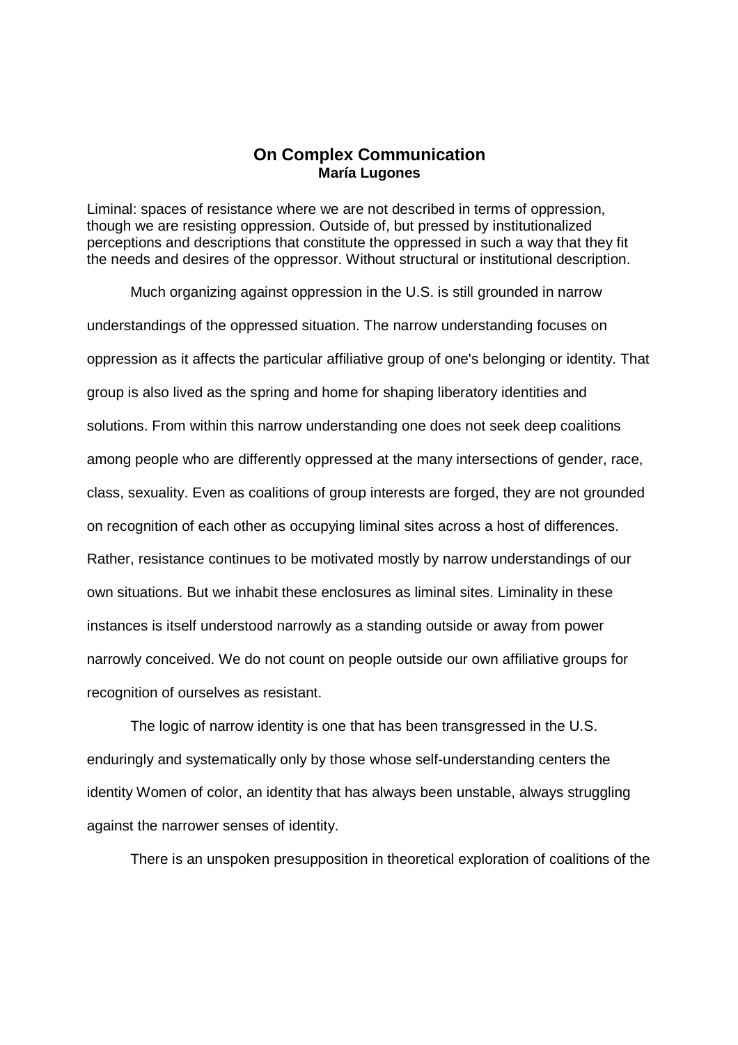# On Complex Communication

**María Lugones**

Liminal: spaces of resistance where we are not described in terms of oppression, though we are resisting oppression. Outside of, but pressed by institutionalized perceptions and descriptions that constitute the oppressed in such a way that they fit the needs and desires of the oppressor. Without structural or institutional description.

Much organizing against oppression in the U.S. is still grounded in narrow understandings of the oppressed situation. The narrow understanding focuses on oppression as it affects the particular affiliative group of one's belonging or identity. That group is also lived as the spring and home for shaping liberatory identities and solutions. From within this narrow understanding one does not seek deep coalitions among people who are differently oppressed at the many intersections of gender, race, class, sexuality. Even as coalitions of group interests are forged, they are not grounded on recognition of each other as occupying liminal sites across a host of differences. Rather, resistance continues to be motivated mostly by narrow understandings of our own situations. But we inhabit these enclosures as liminal sites. Liminality in these instances is itself understood narrowly as a standing outside or away from power narrowly conceived. We do not count on people outside our own affiliative groups for recognition of ourselves as resistant.

The logic of narrow identity is one that has been transgressed in the U.S. enduringly and systematically only by those whose self-understanding centers the identity Women of color, an identity that has always been unstable, always struggling against the narrower senses of identity.

There is an unspoken presupposition in theoretical exploration of coalitions of the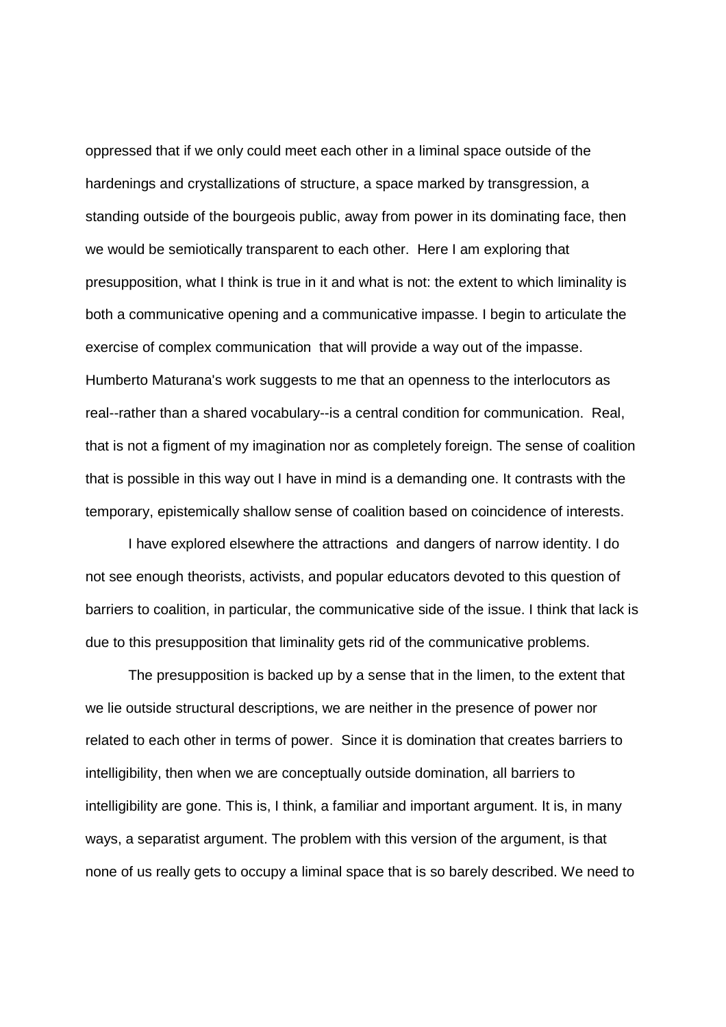oppressed that if we only could meet each other in a liminal space outside of the hardenings and crystallizations of structure, a space marked by transgression, a standing outside of the bourgeois public, away from power in its dominating face, then we would be semiotically transparent to each other. Here I am exploring that presupposition, what I think is true in it and what is not: the extent to which liminality is both a communicative opening and a communicative impasse. I begin to articulate the exercise of complex communication that will provide a way out of the impasse. Humberto Maturana's work suggests to me that an openness to the interlocutors as real--rather than a shared vocabulary--is a central condition for communication. Real, that is not a figment of my imagination nor as completely foreign. The sense of coalition that is possible in this way out I have in mind is a demanding one. It contrasts with the temporary, epistemically shallow sense of coalition based on coincidence of interests.

I have explored elsewhere the attractions and dangers of narrow identity. I do not see enough theorists, activists, and popular educators devoted to this question of barriers to coalition, in particular, the communicative side of the issue. I think that lack is due to this presupposition that liminality gets rid of the communicative problems.

The presupposition is backed up by a sense that in the limen, to the extent that we lie outside structural descriptions, we are neither in the presence of power nor related to each other in terms of power. Since it is domination that creates barriers to intelligibility, then when we are conceptually outside domination, all barriers to intelligibility are gone. This is, I think, a familiar and important argument. It is, in many ways, a separatist argument. The problem with this version of the argument, is that none of us really gets to occupy a liminal space that is so barely described. We need to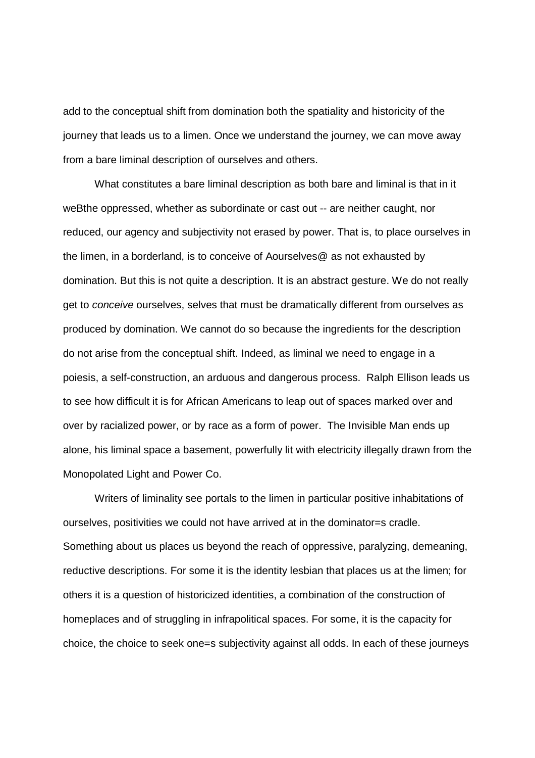add to the conceptual shift from domination both the spatiality and historicity of the journey that leads us to a limen. Once we understand the journey, we can move away from a bare liminal description of ourselves and others.

What constitutes a bare liminal description as both bare and liminal is that in it weBthe oppressed, whether as subordinate or cast out -- are neither caught, nor reduced, our agency and subjectivity not erased by power. That is, to place ourselves in the limen, in a borderland, is to conceive of Aourselves@ as not exhausted by domination. But this is not quite a description. It is an abstract gesture. We do not really get to *conceive* ourselves, selves that must be dramatically different from ourselves as produced by domination. We cannot do so because the ingredients for the description do not arise from the conceptual shift. Indeed, as liminal we need to engage in a poiesis, a self-construction, an arduous and dangerous process. Ralph Ellison leads us to see how difficult it is for African Americans to leap out of spaces marked over and over by racialized power, or by race as a form of power. The Invisible Man ends up alone, his liminal space a basement, powerfully lit with electricity illegally drawn from the Monopolated Light and Power Co.

Writers of liminality see portals to the limen in particular positive inhabitations of ourselves, positivities we could not have arrived at in the dominator=s cradle. Something about us places us beyond the reach of oppressive, paralyzing, demeaning, reductive descriptions. For some it is the identity lesbian that places us at the limen; for others it is a question of historicized identities, a combination of the construction of homeplaces and of struggling in infrapolitical spaces. For some, it is the capacity for choice, the choice to seek one=s subjectivity against all odds. In each of these journeys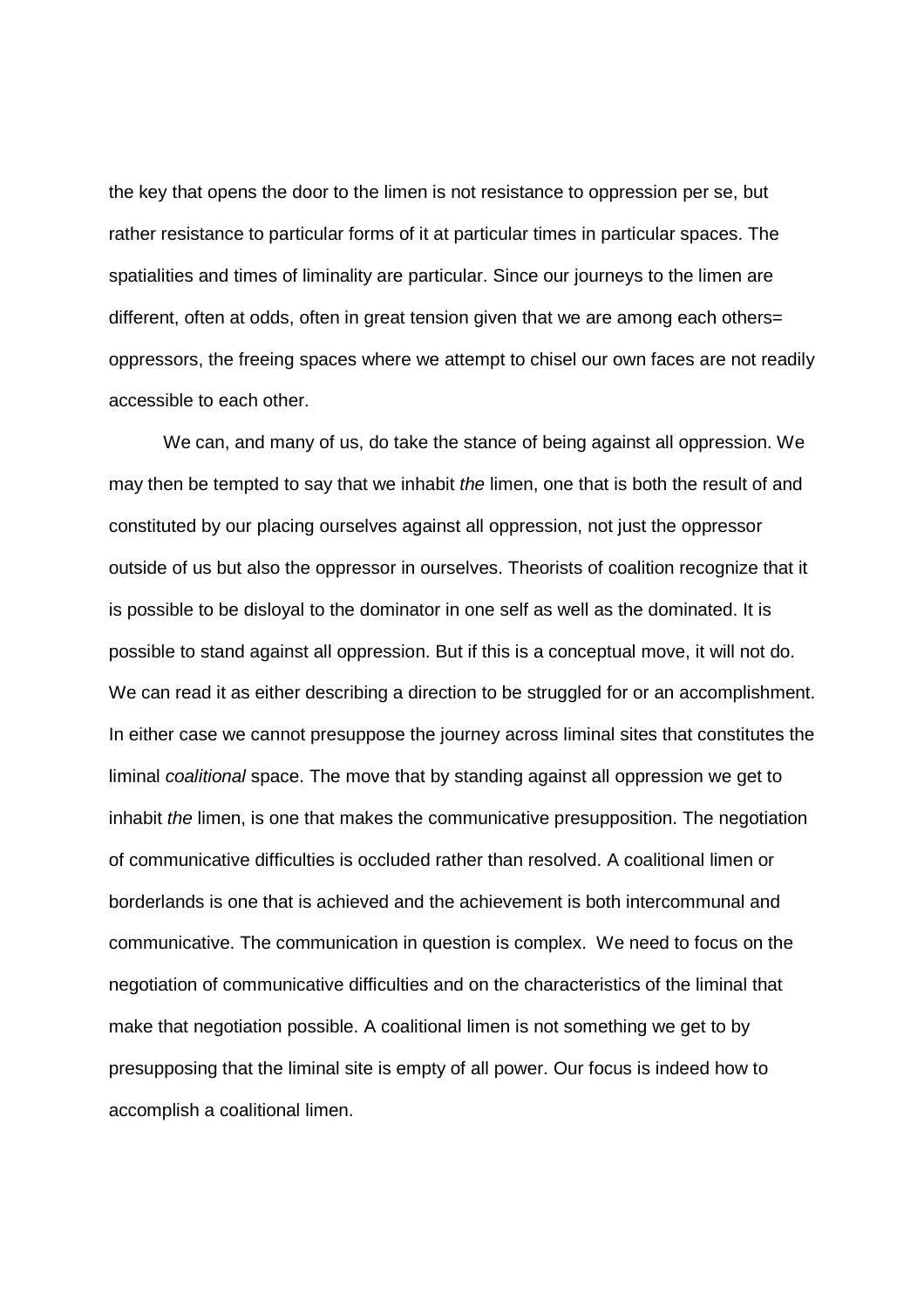the key that opens the door to the limen is not resistance to oppression per se, but rather resistance to particular forms of it at particular times in particular spaces. The spatialities and times of liminality are particular. Since our journeys to the limen are different, often at odds, often in great tension given that we are among each others= oppressors, the freeing spaces where we attempt to chisel our own faces are not readily accessible to each other.

We can, and many of us, do take the stance of being against all oppression. We may then be tempted to say that we inhabit *the* limen, one that is both the result of and constituted by our placing ourselves against all oppression, not just the oppressor outside of us but also the oppressor in ourselves. Theorists of coalition recognize that it is possible to be disloyal to the dominator in one self as well as the dominated. It is possible to stand against all oppression. But if this is a conceptual move, it will not do. We can read it as either describing a direction to be struggled for or an accomplishment. In either case we cannot presuppose the journey across liminal sites that constitutes the liminal *coalitional* space. The move that by standing against all oppression we get to inhabit *the* limen, is one that makes the communicative presupposition. The negotiation of communicative difficulties is occluded rather than resolved. A coalitional limen or borderlands is one that is achieved and the achievement is both intercommunal and communicative. The communication in question is complex. We need to focus on the negotiation of communicative difficulties and on the characteristics of the liminal that make that negotiation possible. A coalitional limen is not something we get to by presupposing that the liminal site is empty of all power. Our focus is indeed how to accomplish a coalitional limen.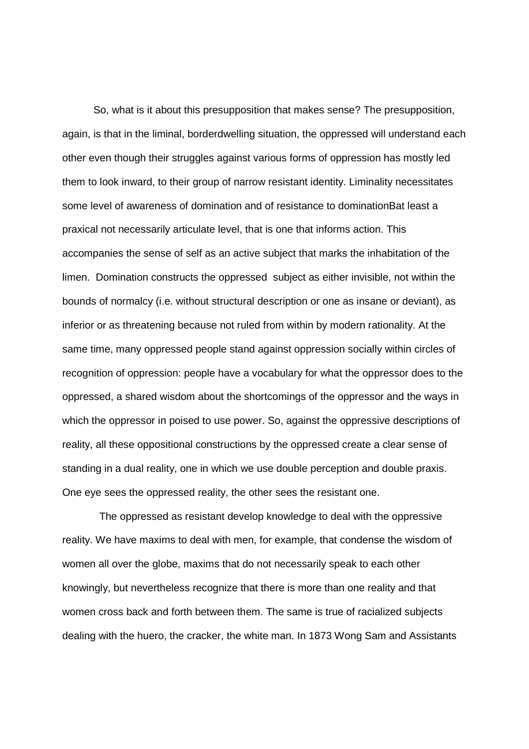So, what is it about this presupposition that makes sense? The presupposition, again, is that in the liminal, borderdwelling situation, the oppressed will understand each other even though their struggles against various forms of oppression has mostly led them to look inward, to their group of narrow resistant identity. Liminality necessitates some level of awareness of domination and of resistance to dominationBat least a praxical not necessarily articulate level, that is one that informs action. This accompanies the sense of self as an active subject that marks the inhabitation of the limen. Domination constructs the oppressed subject as either invisible, not within the bounds of normalcy (i.e. without structural description or one as insane or deviant), as inferior or as threatening because not ruled from within by modern rationality. At the same time, many oppressed people stand against oppression socially within circles of recognition of oppression: people have a vocabulary for what the oppressor does to the oppressed, a shared wisdom about the shortcomings of the oppressor and the ways in which the oppressor in poised to use power. So, against the oppressive descriptions of reality, all these oppositional constructions by the oppressed create a clear sense of standing in a dual reality, one in which we use double perception and double praxis. One eye sees the oppressed reality, the other sees the resistant one.

The oppressed as resistant develop knowledge to deal with the oppressive reality. We have maxims to deal with men, for example, that condense the wisdom of women all over the globe, maxims that do not necessarily speak to each other knowingly, but nevertheless recognize that there is more than one reality and that women cross back and forth between them. The same is true of racialized subjects dealing with the huero, the cracker, the white man. In 1873 Wong Sam and Assistants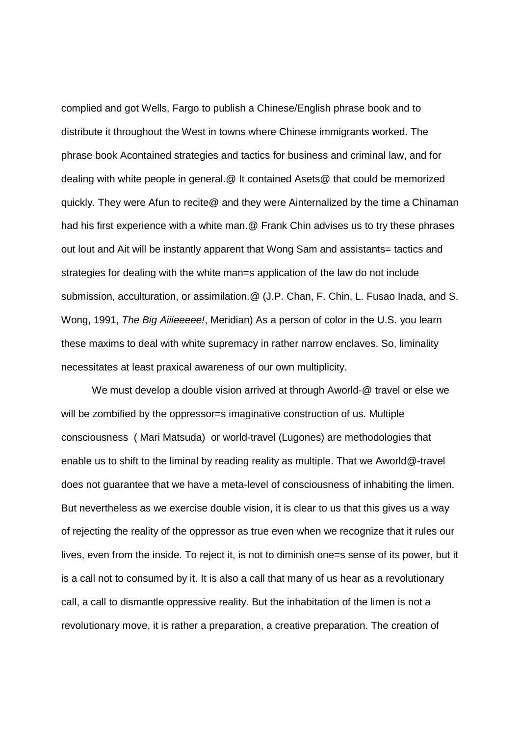complied and got Wells, Fargo to publish a Chinese/English phrase book and to distribute it throughout the West in towns where Chinese immigrants worked. The phrase book Acontained strategies and tactics for business and criminal law, and for dealing with white people in general.@ It contained Asets@ that could be memorized quickly. They were Afun to recite@ and they were Ainternalized by the time a Chinaman had his first experience with a white man.@ Frank Chin advises us to try these phrases out lout and Ait will be instantly apparent that Wong Sam and assistants= tactics and strategies for dealing with the white man=s application of the law do not include submission, acculturation, or assimilation.@ (J.P. Chan, F. Chin, L. Fusao Inada, and S. Wong, 1991, *The Big Aiiieeeee!*, Meridian) As a person of color in the U.S. you learn these maxims to deal with white supremacy in rather narrow enclaves. So, liminality necessitates at least praxical awareness of our own multiplicity.

We must develop a double vision arrived at through Aworld-@ travel or else we will be zombified by the oppressor=s imaginative construction of us. Multiple consciousness ( Mari Matsuda) or world-travel (Lugones) are methodologies that enable us to shift to the liminal by reading reality as multiple. That we Aworld@-travel does not guarantee that we have a meta-level of consciousness of inhabiting the limen. But nevertheless as we exercise double vision, it is clear to us that this gives us a way of rejecting the reality of the oppressor as true even when we recognize that it rules our lives, even from the inside. To reject it, is not to diminish one=s sense of its power, but it is a call not to consumed by it. It is also a call that many of us hear as a revolutionary call, a call to dismantle oppressive reality. But the inhabitation of the limen is not a revolutionary move, it is rather a preparation, a creative preparation. The creation of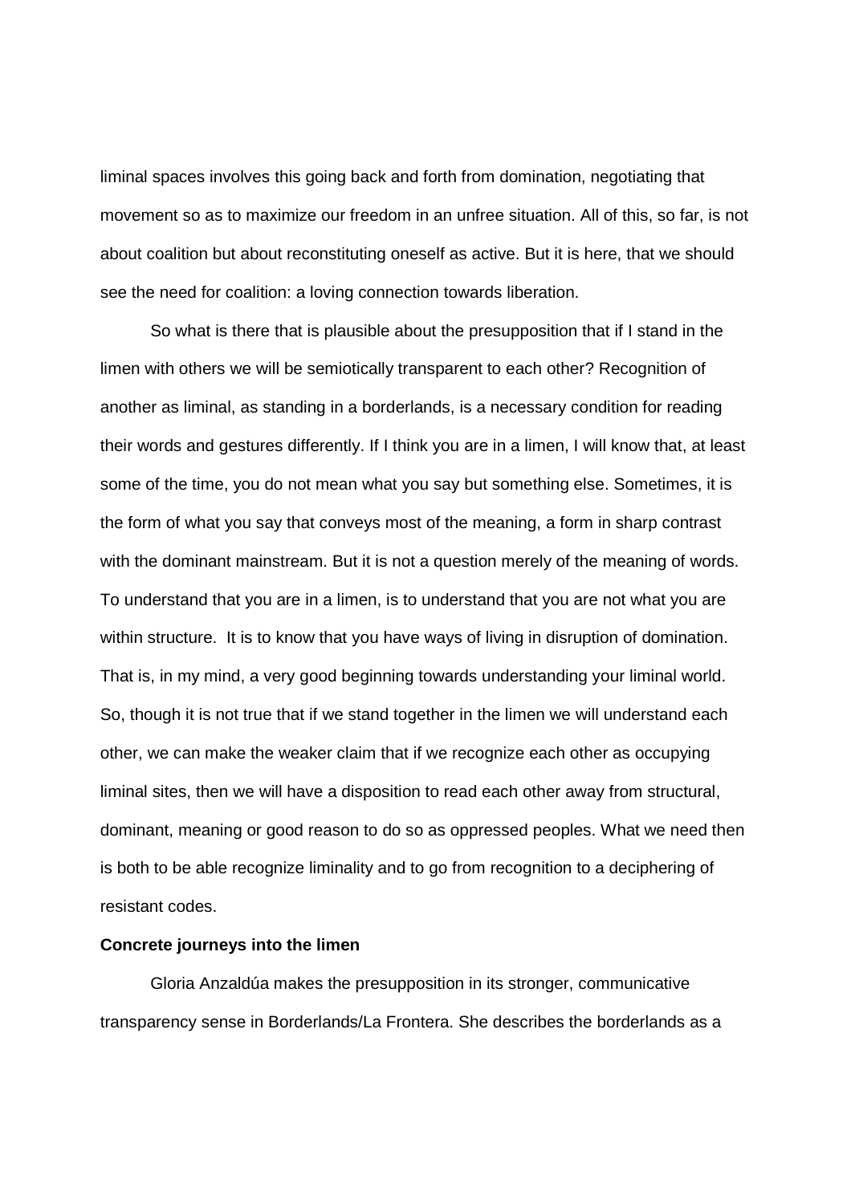liminal spaces involves this going back and forth from domination, negotiating that movement so as to maximize our freedom in an unfree situation. All of this, so far, is not about coalition but about reconstituting oneself as active. But it is here, that we should see the need for coalition: a loving connection towards liberation.

So what is there that is plausible about the presupposition that if I stand in the limen with others we will be semiotically transparent to each other? Recognition of another as liminal, as standing in a borderlands, is a necessary condition for reading their words and gestures differently. If I think you are in a limen, I will know that, at least some of the time, you do not mean what you say but something else. Sometimes, it is the form of what you say that conveys most of the meaning, a form in sharp contrast with the dominant mainstream. But it is not a question merely of the meaning of words. To understand that you are in a limen, is to understand that you are not what you are within structure. It is to know that you have ways of living in disruption of domination. That is, in my mind, a very good beginning towards understanding your liminal world. So, though it is not true that if we stand together in the limen we will understand each other, we can make the weaker claim that if we recognize each other as occupying liminal sites, then we will have a disposition to read each other away from structural, dominant, meaning or good reason to do so as oppressed peoples. What we need then is both to be able recognize liminality and to go from recognition to a deciphering of resistant codes.

**Concrete journeys into the limen**

Gloria Anzaldúa makes the presupposition in its stronger, communicative transparency sense in Borderlands/La Frontera. She describes the borderlands as a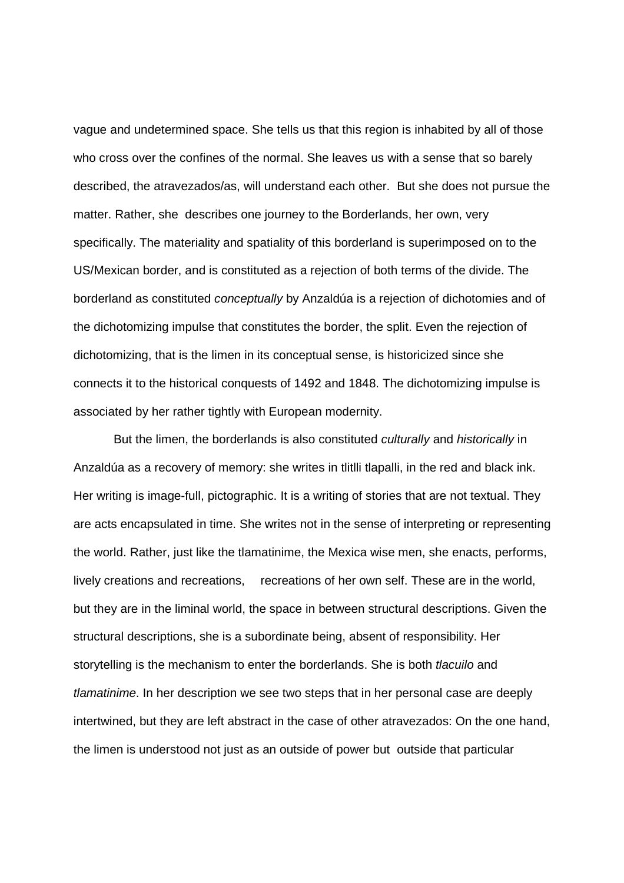vague and undetermined space. She tells us that this region is inhabited by all of those who cross over the confines of the normal. She leaves us with a sense that so barely described, the atravezados/as, will understand each other. But she does not pursue the matter. Rather, she describes one journey to the Borderlands, her own, very specifically. The materiality and spatiality of this borderland is superimposed on to the US/Mexican border, and is constituted as a rejection of both terms of the divide. The borderland as constituted *conceptually* by Anzaldúa is a rejection of dichotomies and of the dichotomizing impulse that constitutes the border, the split. Even the rejection of dichotomizing, that is the limen in its conceptual sense, is historicized since she connects it to the historical conquests of 1492 and 1848. The dichotomizing impulse is associated by her rather tightly with European modernity.

But the limen, the borderlands is also constituted *culturally* and *historically* in Anzaldúa as a recovery of memory: she writes in tlitlli tlapalli, in the red and black ink. Her writing is image-full, pictographic. It is a writing of stories that are not textual. They are acts encapsulated in time. She writes not in the sense of interpreting or representing the world. Rather, just like the tlamatinime, the Mexica wise men, she enacts, performs, lively creations and recreations, recreations of her own self. These are in the world, but they are in the liminal world, the space in between structural descriptions. Given the structural descriptions, she is a subordinate being, absent of responsibility. Her storytelling is the mechanism to enter the borderlands. She is both *tlacuilo* and *tlamatinime*. In her description we see two steps that in her personal case are deeply intertwined, but they are left abstract in the case of other atravezados: On the one hand, the limen is understood not just as an outside of power but outside that particular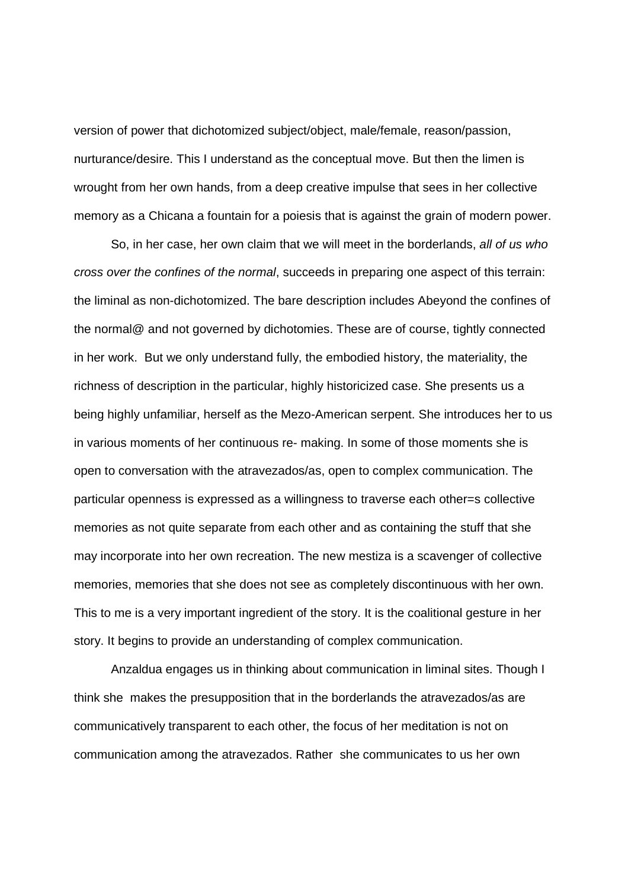version of power that dichotomized subject/object, male/female, reason/passion, nurturance/desire. This I understand as the conceptual move. But then the limen is wrought from her own hands, from a deep creative impulse that sees in her collective memory as a Chicana a fountain for a poiesis that is against the grain of modern power.

So, in her case, her own claim that we will meet in the borderlands, *all of us who cross over the confines of the normal*, succeeds in preparing one aspect of this terrain: the liminal as non-dichotomized. The bare description includes Abeyond the confines of the normal@ and not governed by dichotomies. These are of course, tightly connected in her work. But we only understand fully, the embodied history, the materiality, the richness of description in the particular, highly historicized case. She presents us a being highly unfamiliar, herself as the Mezo-American serpent. She introduces her to us in various moments of her continuous re- making. In some of those moments she is open to conversation with the atravezados/as, open to complex communication. The particular openness is expressed as a willingness to traverse each other=s collective memories as not quite separate from each other and as containing the stuff that she may incorporate into her own recreation. The new mestiza is a scavenger of collective memories, memories that she does not see as completely discontinuous with her own. This to me is a very important ingredient of the story. It is the coalitional gesture in her story. It begins to provide an understanding of complex communication.

Anzaldua engages us in thinking about communication in liminal sites. Though I think she makes the presupposition that in the borderlands the atravezados/as are communicatively transparent to each other, the focus of her meditation is not on communication among the atravezados. Rather she communicates to us her own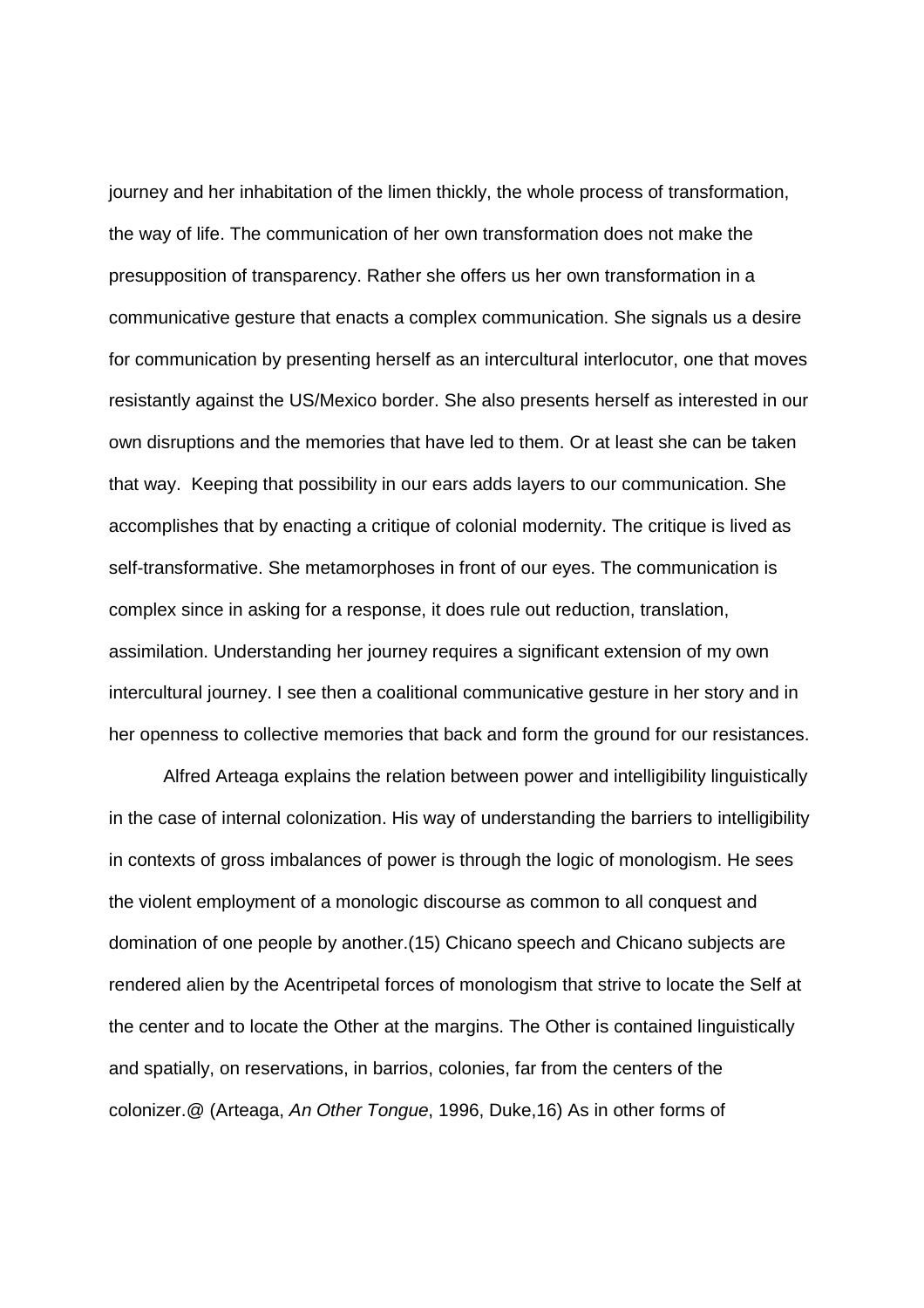journey and her inhabitation of the limen thickly, the whole process of transformation, the way of life. The communication of her own transformation does not make the presupposition of transparency. Rather she offers us her own transformation in a communicative gesture that enacts a complex communication. She signals us a desire for communication by presenting herself as an intercultural interlocutor, one that moves resistantly against the US/Mexico border. She also presents herself as interested in our own disruptions and the memories that have led to them. Or at least she can be taken that way. Keeping that possibility in our ears adds layers to our communication. She accomplishes that by enacting a critique of colonial modernity. The critique is lived as self-transformative. She metamorphoses in front of our eyes. The communication is complex since in asking for a response, it does rule out reduction, translation, assimilation. Understanding her journey requires a significant extension of my own intercultural journey. I see then a coalitional communicative gesture in her story and in her openness to collective memories that back and form the ground for our resistances.

Alfred Arteaga explains the relation between power and intelligibility linguistically in the case of internal colonization. His way of understanding the barriers to intelligibility in contexts of gross imbalances of power is through the logic of monologism. He sees the violent employment of a monologic discourse as common to all conquest and domination of one people by another.(15) Chicano speech and Chicano subjects are rendered alien by the Acentripetal forces of monologism that strive to locate the Self at the center and to locate the Other at the margins. The Other is contained linguistically and spatially, on reservations, in barrios, colonies, far from the centers of the colonizer.@ (Arteaga, *An Other Tongue*, 1996, Duke,16) As in other forms of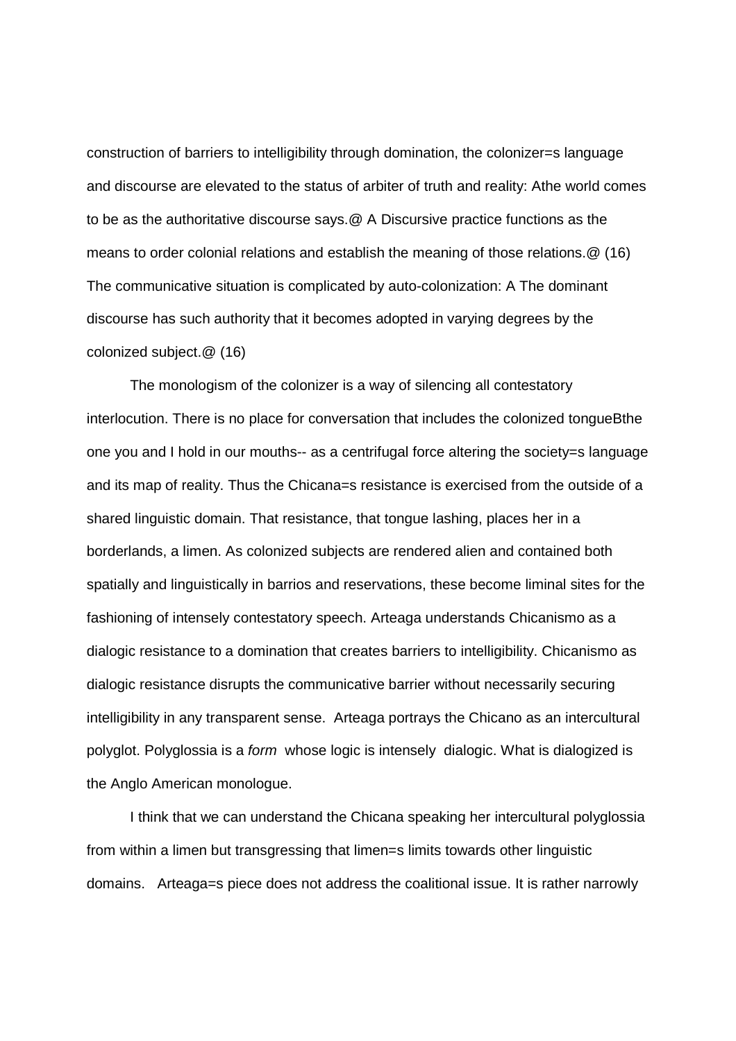construction of barriers to intelligibility through domination, the colonizer=s language and discourse are elevated to the status of arbiter of truth and reality: Athe world comes to be as the authoritative discourse says.@ A Discursive practice functions as the means to order colonial relations and establish the meaning of those relations.@ (16) The communicative situation is complicated by auto-colonization: A The dominant discourse has such authority that it becomes adopted in varying degrees by the colonized subject.@ (16)

The monologism of the colonizer is a way of silencing all contestatory interlocution. There is no place for conversation that includes the colonized tongueBthe one you and I hold in our mouths-- as a centrifugal force altering the society=s language and its map of reality. Thus the Chicana=s resistance is exercised from the outside of a shared linguistic domain. That resistance, that tongue lashing, places her in a borderlands, a limen. As colonized subjects are rendered alien and contained both spatially and linguistically in barrios and reservations, these become liminal sites for the fashioning of intensely contestatory speech. Arteaga understands Chicanismo as a dialogic resistance to a domination that creates barriers to intelligibility. Chicanismo as dialogic resistance disrupts the communicative barrier without necessarily securing intelligibility in any transparent sense. Arteaga portrays the Chicano as an intercultural polyglot. Polyglossia is a *form* whose logic is intensely dialogic. What is dialogized is the Anglo American monologue.

I think that we can understand the Chicana speaking her intercultural polyglossia from within a limen but transgressing that limen=s limits towards other linguistic domains. Arteaga=s piece does not address the coalitional issue. It is rather narrowly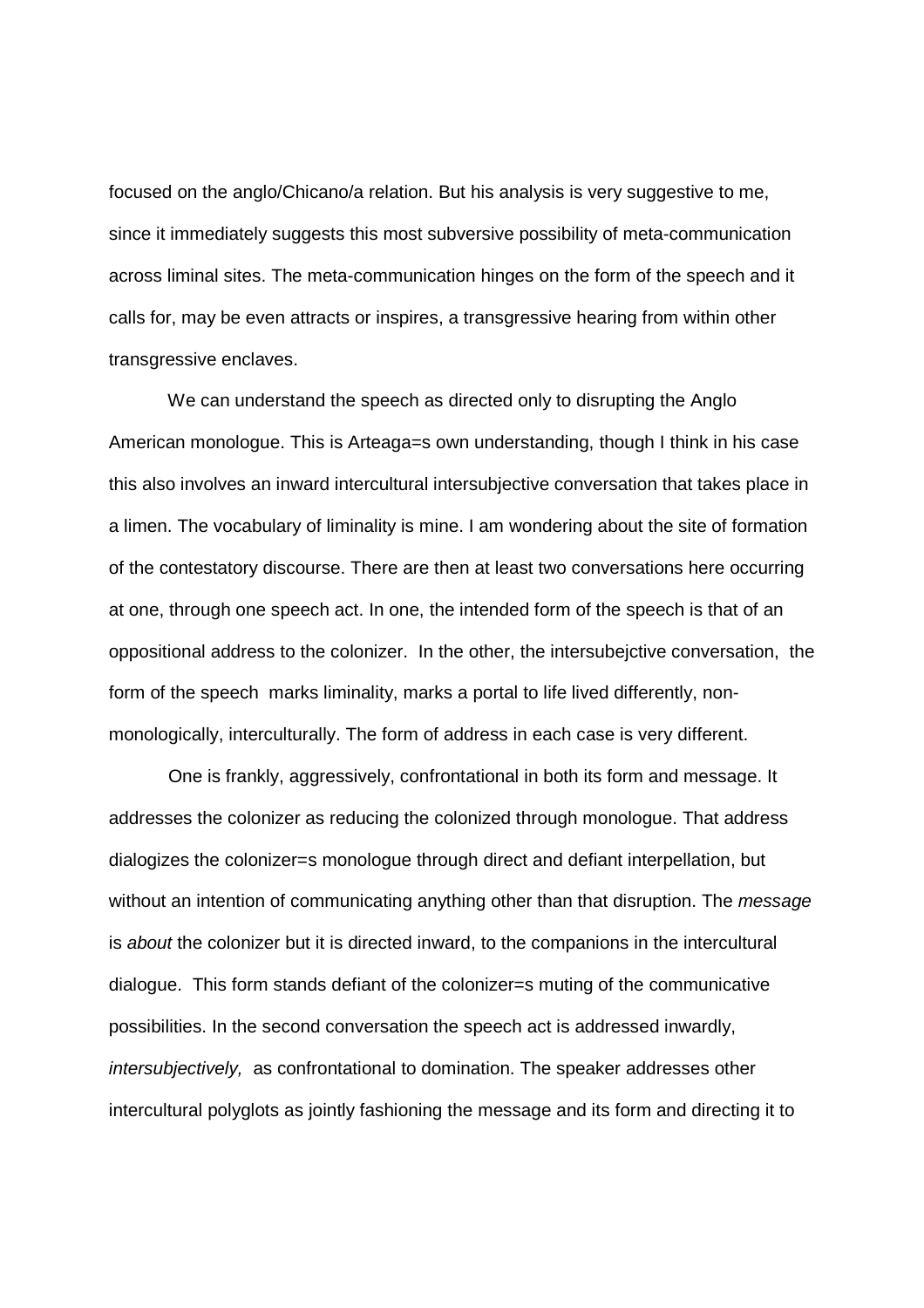focused on the anglo/Chicano/a relation. But his analysis is very suggestive to me, since it immediately suggests this most subversive possibility of meta-communication across liminal sites. The meta-communication hinges on the form of the speech and it calls for, may be even attracts or inspires, a transgressive hearing from within other transgressive enclaves.

We can understand the speech as directed only to disrupting the Anglo American monologue. This is Arteaga=s own understanding, though I think in his case this also involves an inward intercultural intersubjective conversation that takes place in a limen. The vocabulary of liminality is mine. I am wondering about the site of formation of the contestatory discourse. There are then at least two conversations here occurring at one, through one speech act. In one, the intended form of the speech is that of an oppositional address to the colonizer. In the other, the intersubejctive conversation, the form of the speech marks liminality, marks a portal to life lived differently, non-monologically, interculturally. The form of address in each case is very different.

One is frankly, aggressively, confrontational in both its form and message. It addresses the colonizer as reducing the colonized through monologue. That address dialogizes the colonizer=s monologue through direct and defiant interpellation, but without an intention of communicating anything other than that disruption. The *message* is *about* the colonizer but it is directed inward, to the companions in the intercultural dialogue. This form stands defiant of the colonizer=s muting of the communicative possibilities. In the second conversation the speech act is addressed inwardly, *intersubjectively,* as confrontational to domination. The speaker addresses other intercultural polyglots as jointly fashioning the message and its form and directing it to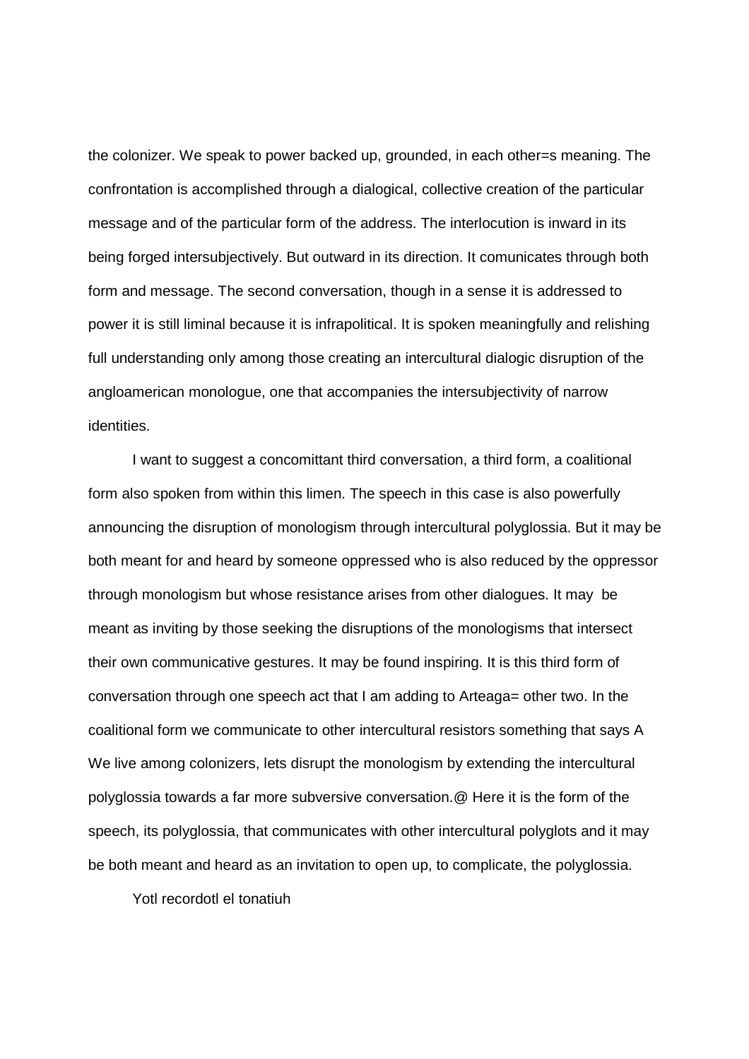the colonizer. We speak to power backed up, grounded, in each other=s meaning. The confrontation is accomplished through a dialogical, collective creation of the particular message and of the particular form of the address. The interlocution is inward in its being forged intersubjectively. But outward in its direction. It comunicates through both form and message. The second conversation, though in a sense it is addressed to power it is still liminal because it is infrapolitical. It is spoken meaningfully and relishing full understanding only among those creating an intercultural dialogic disruption of the angloamerican monologue, one that accompanies the intersubjectivity of narrow identities.

I want to suggest a concomittant third conversation, a third form, a coalitional form also spoken from within this limen. The speech in this case is also powerfully announcing the disruption of monologism through intercultural polyglossia. But it may be both meant for and heard by someone oppressed who is also reduced by the oppressor through monologism but whose resistance arises from other dialogues. It may be meant as inviting by those seeking the disruptions of the monologisms that intersect their own communicative gestures. It may be found inspiring. It is this third form of conversation through one speech act that I am adding to Arteaga= other two. In the coalitional form we communicate to other intercultural resistors something that says A We live among colonizers, lets disrupt the monologism by extending the intercultural polyglossia towards a far more subversive conversation.@ Here it is the form of the speech, its polyglossia, that communicates with other intercultural polyglots and it may be both meant and heard as an invitation to open up, to complicate, the polyglossia.

Yotl recordotl el tonatiuh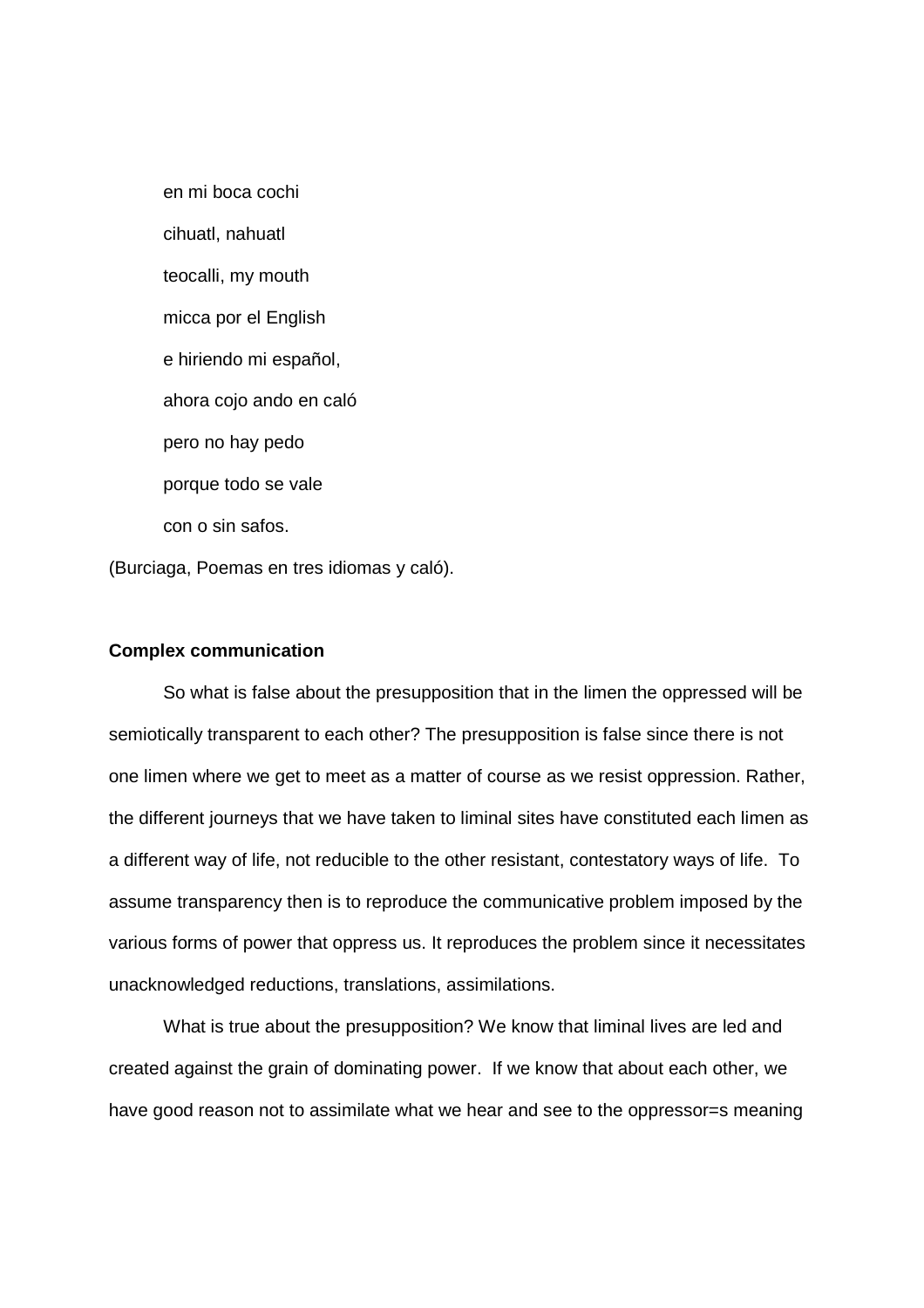en mi boca cochi  
cihuatl, nahuatl  
teocalli, my mouth  
micca por el English  
e hiriendo mi español,  
ahora cojo ando en caló  
pero no hay pedo  
porque todo se vale  
con o sin safos.

(Burciaga, Poemas en tres idiomas y caló).

**Complex communication**

So what is false about the presupposition that in the limen the oppressed will be semiotically transparent to each other? The presupposition is false since there is not one limen where we get to meet as a matter of course as we resist oppression. Rather, the different journeys that we have taken to liminal sites have constituted each limen as a different way of life, not reducible to the other resistant, contestatory ways of life. To assume transparency then is to reproduce the communicative problem imposed by the various forms of power that oppress us. It reproduces the problem since it necessitates unacknowledged reductions, translations, assimilations.

What is true about the presupposition? We know that liminal lives are led and created against the grain of dominating power. If we know that about each other, we have good reason not to assimilate what we hear and see to the oppressor=s meaning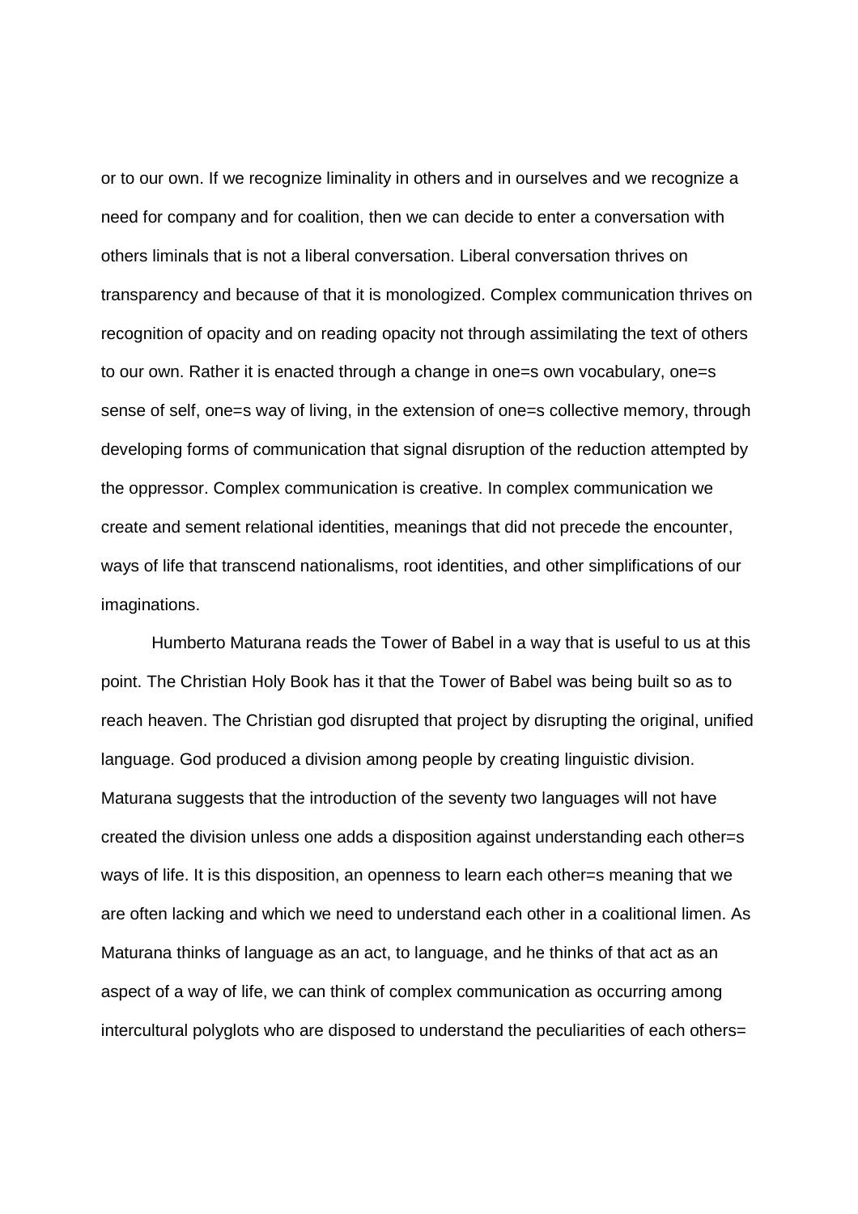or to our own. If we recognize liminality in others and in ourselves and we recognize a need for company and for coalition, then we can decide to enter a conversation with others liminals that is not a liberal conversation. Liberal conversation thrives on transparency and because of that it is monologized. Complex communication thrives on recognition of opacity and on reading opacity not through assimilating the text of others to our own. Rather it is enacted through a change in one=s own vocabulary, one=s sense of self, one=s way of living, in the extension of one=s collective memory, through developing forms of communication that signal disruption of the reduction attempted by the oppressor. Complex communication is creative. In complex communication we create and sement relational identities, meanings that did not precede the encounter, ways of life that transcend nationalisms, root identities, and other simplifications of our imaginations.

Humberto Maturana reads the Tower of Babel in a way that is useful to us at this point. The Christian Holy Book has it that the Tower of Babel was being built so as to reach heaven. The Christian god disrupted that project by disrupting the original, unified language. God produced a division among people by creating linguistic division. Maturana suggests that the introduction of the seventy two languages will not have created the division unless one adds a disposition against understanding each other=s ways of life. It is this disposition, an openness to learn each other=s meaning that we are often lacking and which we need to understand each other in a coalitional limen. As Maturana thinks of language as an act, to language, and he thinks of that act as an aspect of a way of life, we can think of complex communication as occurring among intercultural polyglots who are disposed to understand the peculiarities of each others=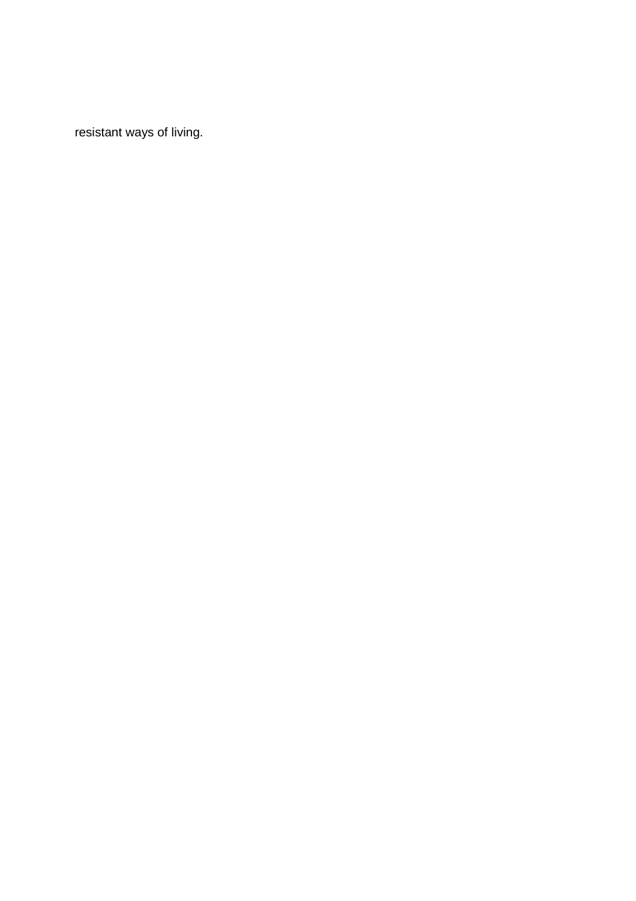resistant ways of living.